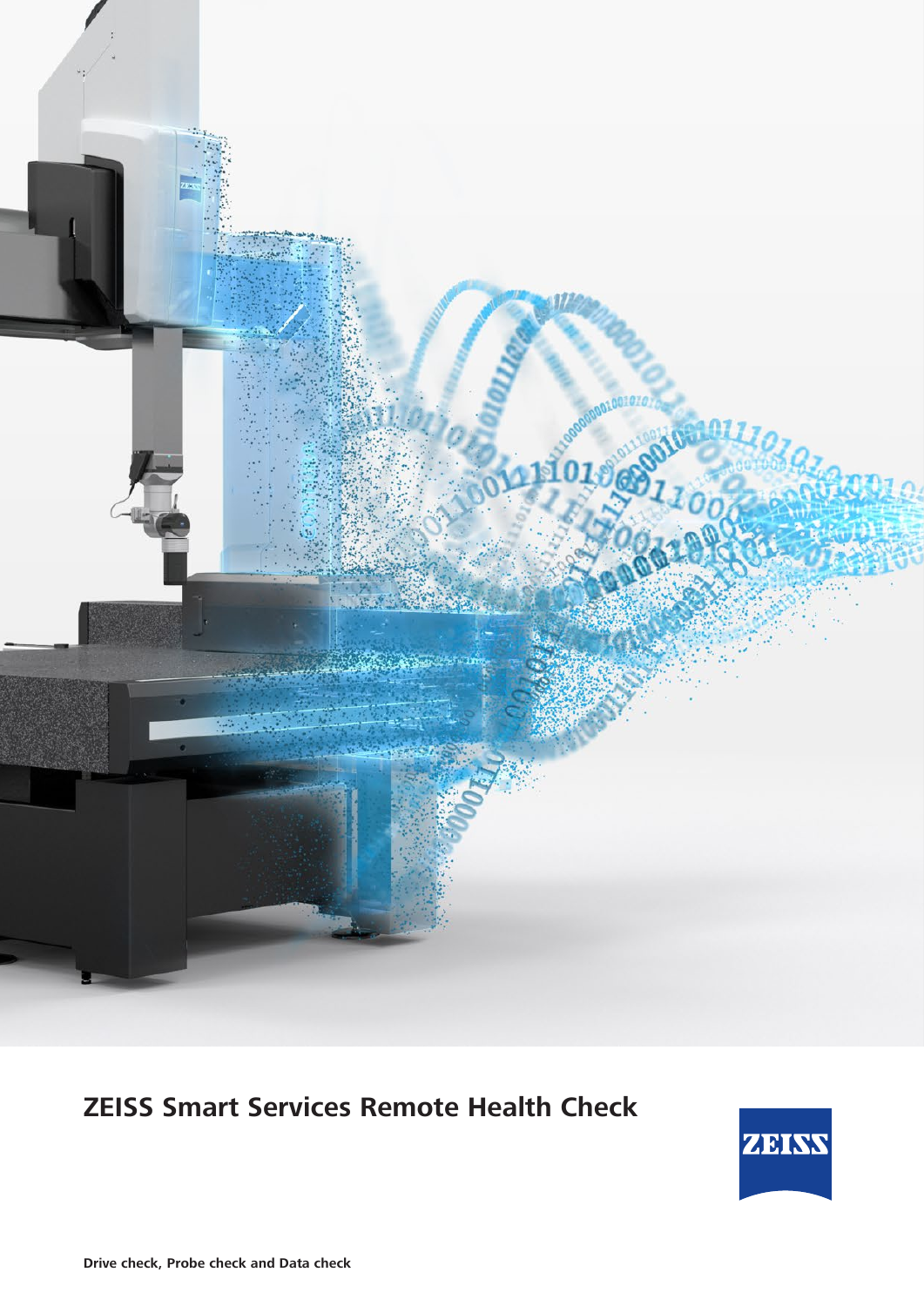# ZEISS Smart Services Remote Health Check

**Drive check, Probe check and Data check**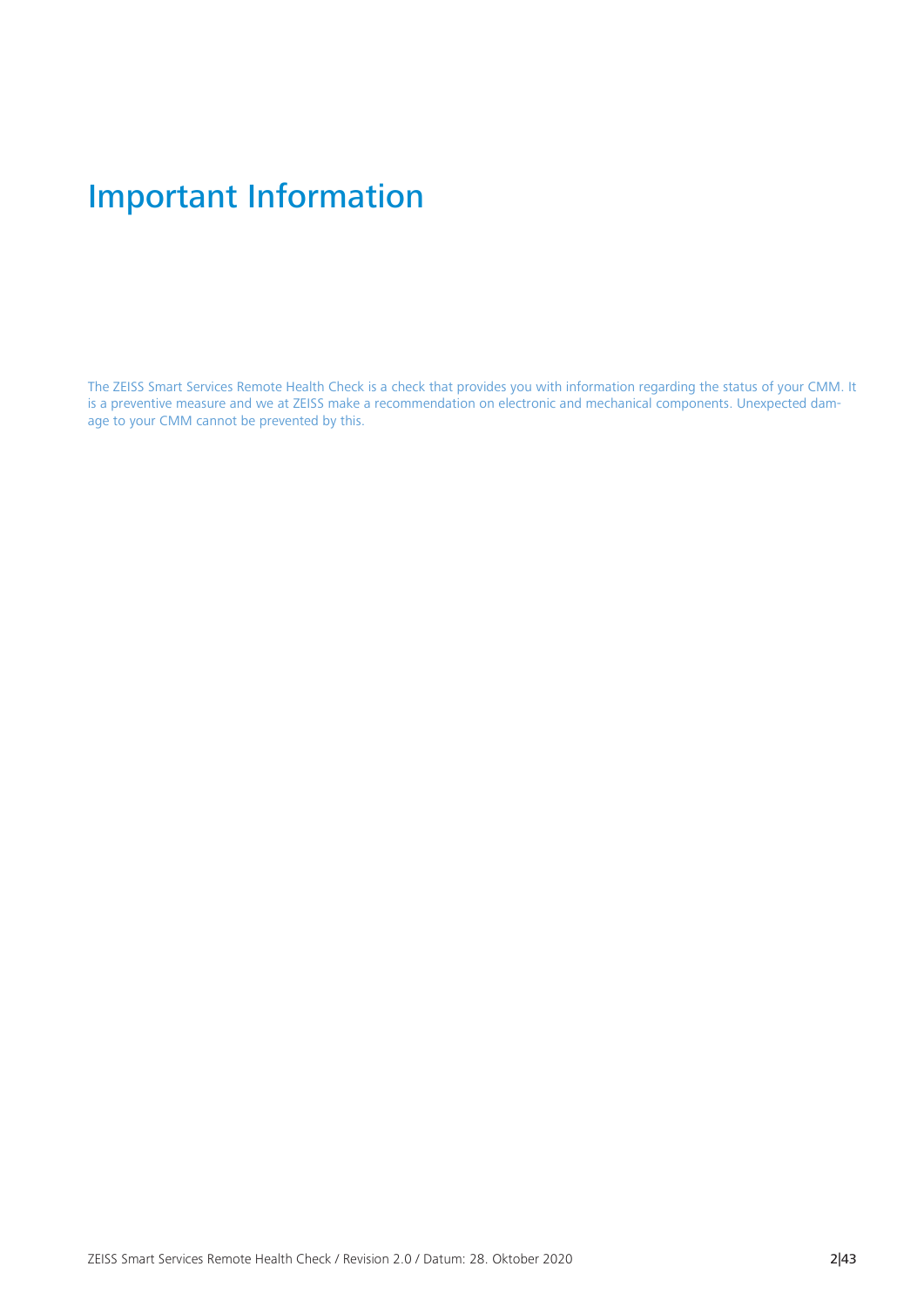# Important Information

The ZEISS Smart Services Remote Health Check is a check that provides you with information regarding the status of your CMM. It is a preventive measure and we at ZEISS make a recommendation on electronic and mechanical components. Unexpected damage to your CMM cannot be prevented by this.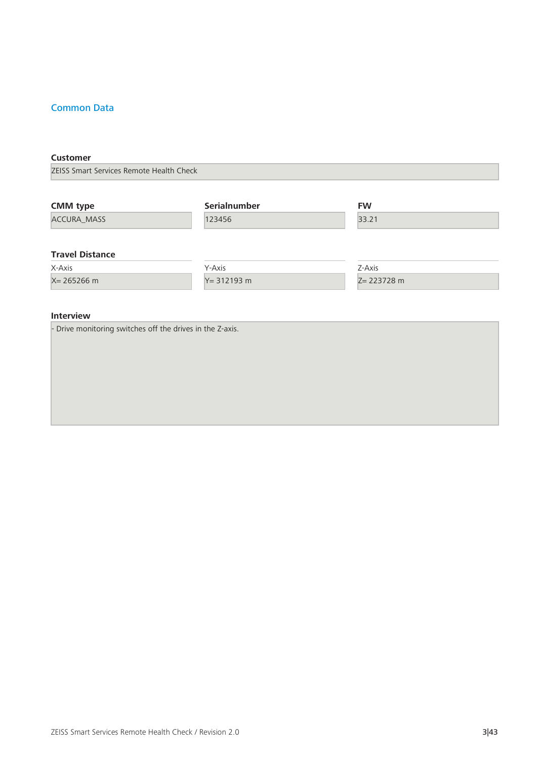## Common Data

**Customer**

ZEISS Smart Services Remote Health Check

| CMM type | Serialnumber | FW |
| --- | --- | --- |
| ACCURA_MASS | 123456 | 33.21 |

**Travel Distance**

| X-Axis | Y-Axis | Z-Axis |
| --- | --- | --- |
| X= 265266 m | Y= 312193 m | Z= 223728 m |

**Interview**

- Drive monitoring switches off the drives in the Z-axis.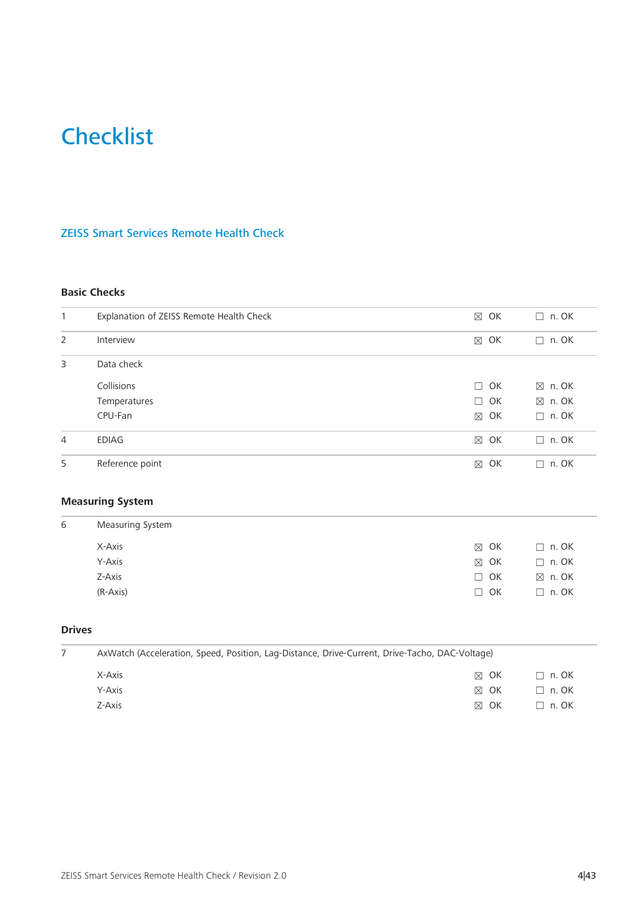# Checklist

## ZEISS Smart Services Remote Health Check

### Basic Checks

| | | | |
|---|---|---|---|
| 1 | Explanation of ZEISS Remote Health Check | ☒ OK | ☐ n. OK |
| 2 | Interview | ☒ OK | ☐ n. OK |
| 3 | Data check | | |
| | Collisions | ☐ OK | ☒ n. OK |
| | Temperatures | ☐ OK | ☒ n. OK |
| | CPU-Fan | ☒ OK | ☐ n. OK |
| 4 | EDIAG | ☒ OK | ☐ n. OK |
| 5 | Reference point | ☒ OK | ☐ n. OK |

### Measuring System

| | | | |
|---|---|---|---|
| 6 | Measuring System | | |
| | X-Axis | ☒ OK | ☐ n. OK |
| | Y-Axis | ☒ OK | ☐ n. OK |
| | Z-Axis | ☐ OK | ☒ n. OK |
| | (R-Axis) | ☐ OK | ☐ n. OK |

### Drives

| | | | |
|---|---|---|---|
| 7 | AxWatch (Acceleration, Speed, Position, Lag-Distance, Drive-Current, Drive-Tacho, DAC-Voltage) | | |
| | X-Axis | ☒ OK | ☐ n. OK |
| | Y-Axis | ☒ OK | ☐ n. OK |
| | Z-Axis | ☒ OK | ☐ n. OK |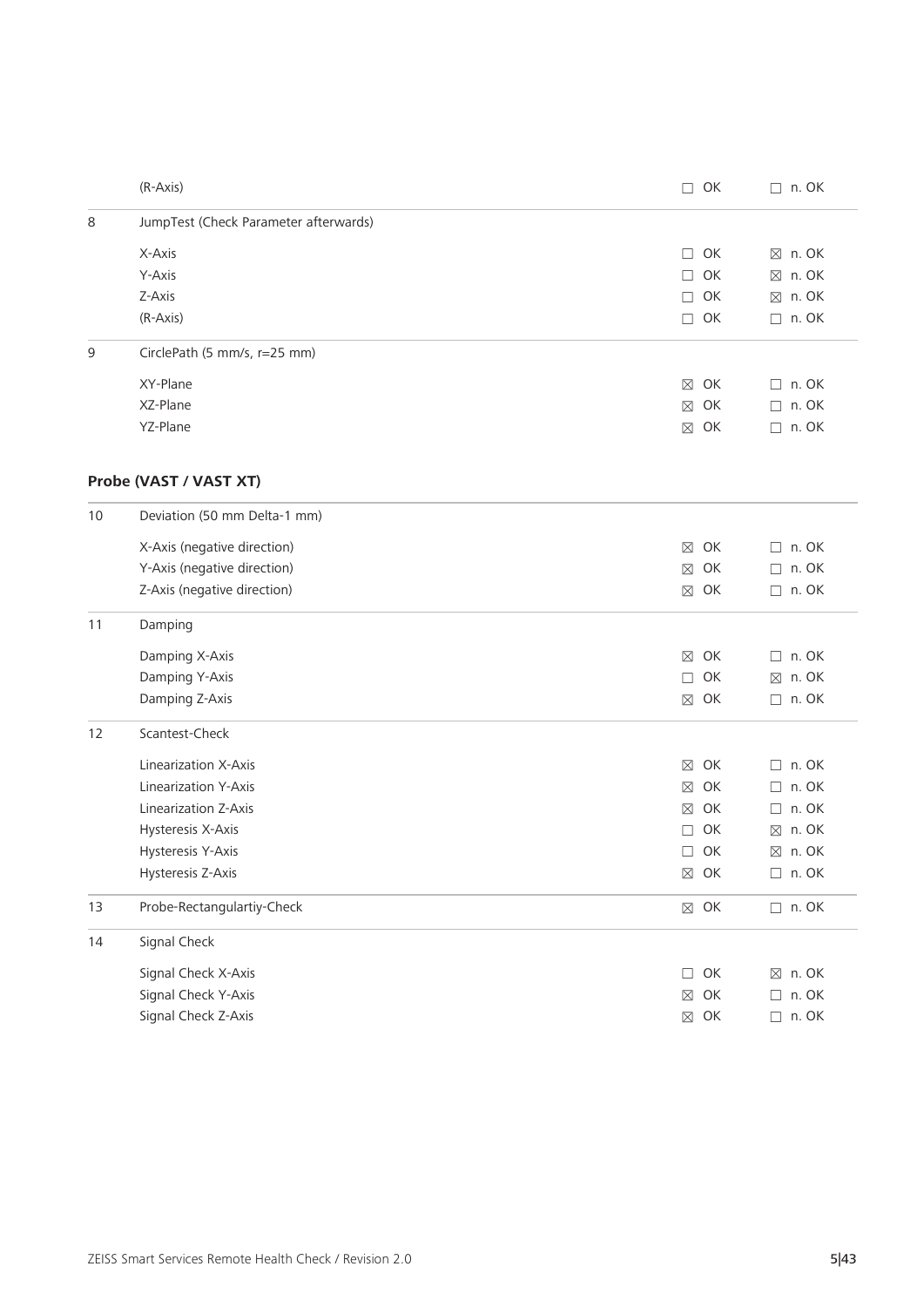| | | | |
|---|---|---|---|
| | (R-Axis) | ☐ OK | ☐ n. OK |
| 8 | JumpTest (Check Parameter afterwards) | | |
| | X-Axis | ☐ OK | ☒ n. OK |
| | Y-Axis | ☐ OK | ☒ n. OK |
| | Z-Axis | ☐ OK | ☒ n. OK |
| | (R-Axis) | ☐ OK | ☐ n. OK |
| 9 | CirclePath (5 mm/s, r=25 mm) | | |
| | XY-Plane | ☒ OK | ☐ n. OK |
| | XZ-Plane | ☒ OK | ☐ n. OK |
| | YZ-Plane | ☒ OK | ☐ n. OK |

## Probe (VAST / VAST XT)

| | | | |
|---|---|---|---|
| 10 | Deviation (50 mm Delta-1 mm) | | |
| | X-Axis (negative direction) | ☒ OK | ☐ n. OK |
| | Y-Axis (negative direction) | ☒ OK | ☐ n. OK |
| | Z-Axis (negative direction) | ☒ OK | ☐ n. OK |
| 11 | Damping | | |
| | Damping X-Axis | ☒ OK | ☐ n. OK |
| | Damping Y-Axis | ☐ OK | ☒ n. OK |
| | Damping Z-Axis | ☒ OK | ☐ n. OK |
| 12 | Scantest-Check | | |
| | Linearization X-Axis | ☒ OK | ☐ n. OK |
| | Linearization Y-Axis | ☒ OK | ☐ n. OK |
| | Linearization Z-Axis | ☒ OK | ☐ n. OK |
| | Hysteresis X-Axis | ☐ OK | ☒ n. OK |
| | Hysteresis Y-Axis | ☐ OK | ☒ n. OK |
| | Hysteresis Z-Axis | ☒ OK | ☐ n. OK |
| 13 | Probe-Rectangulartiy-Check | ☒ OK | ☐ n. OK |
| 14 | Signal Check | | |
| | Signal Check X-Axis | ☐ OK | ☒ n. OK |
| | Signal Check Y-Axis | ☒ OK | ☐ n. OK |
| | Signal Check Z-Axis | ☒ OK | ☐ n. OK |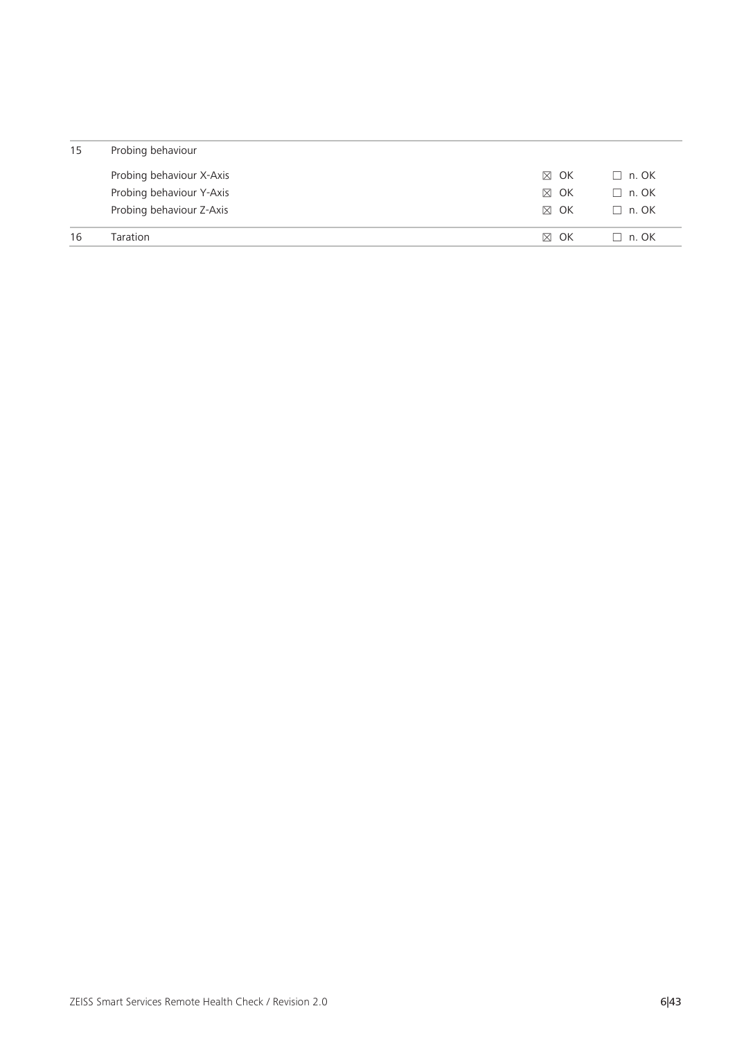| | | | |
|---|---|---|---|
| 15 | Probing behaviour | | |
| | Probing behaviour X-Axis | ☒ OK | ☐ n. OK |
| | Probing behaviour Y-Axis | ☒ OK | ☐ n. OK |
| | Probing behaviour Z-Axis | ☒ OK | ☐ n. OK |
| 16 | Taration | ☒ OK | ☐ n. OK |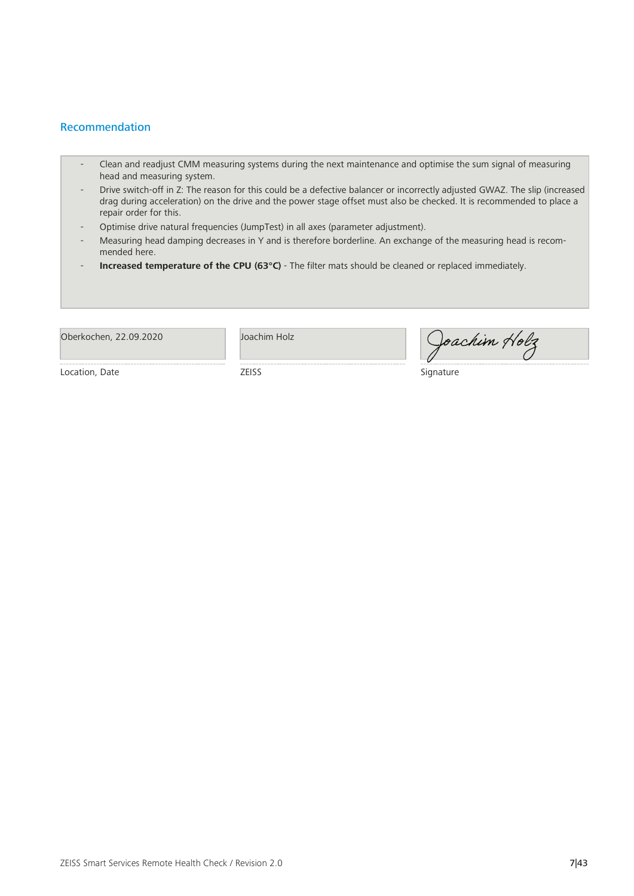## Recommendation

- Clean and readjust CMM measuring systems during the next maintenance and optimise the sum signal of measuring head and measuring system.
- Drive switch-off in Z: The reason for this could be a defective balancer or incorrectly adjusted GWAZ. The slip (increased drag during acceleration) on the drive and the power stage offset must also be checked. It is recommended to place a repair order for this.
- Optimise drive natural frequencies (JumpTest) in all axes (parameter adjustment).
- Measuring head damping decreases in Y and is therefore borderline. An exchange of the measuring head is recommended here.
- **Increased temperature of the CPU (63°C)** - The filter mats should be cleaned or replaced immediately.

| Oberkochen, 22.09.2020 | Joachim Holz | Joachim Holz |
| --- | --- | --- |
| Location, Date | ZEISS | Signature |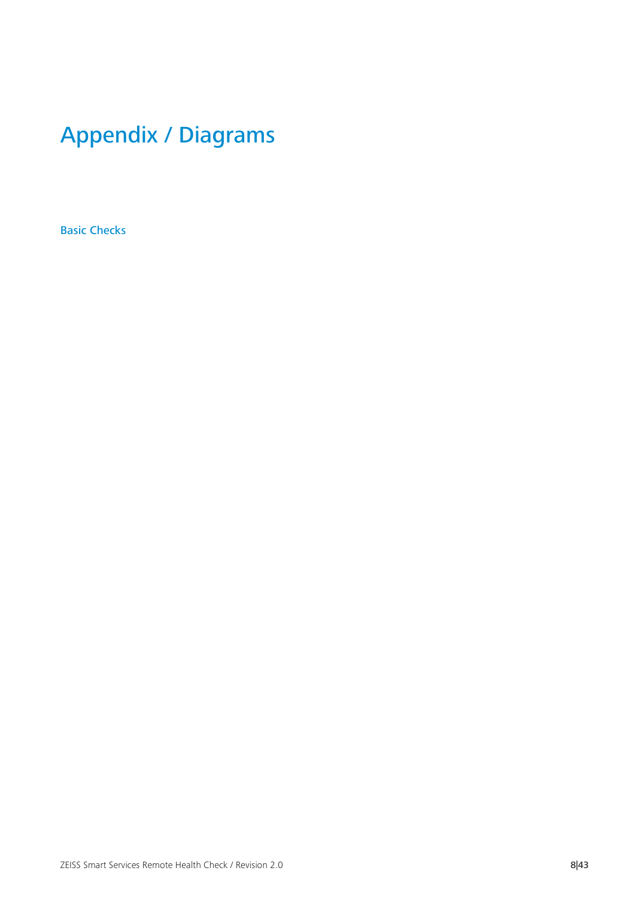# Appendix / Diagrams

## Basic Checks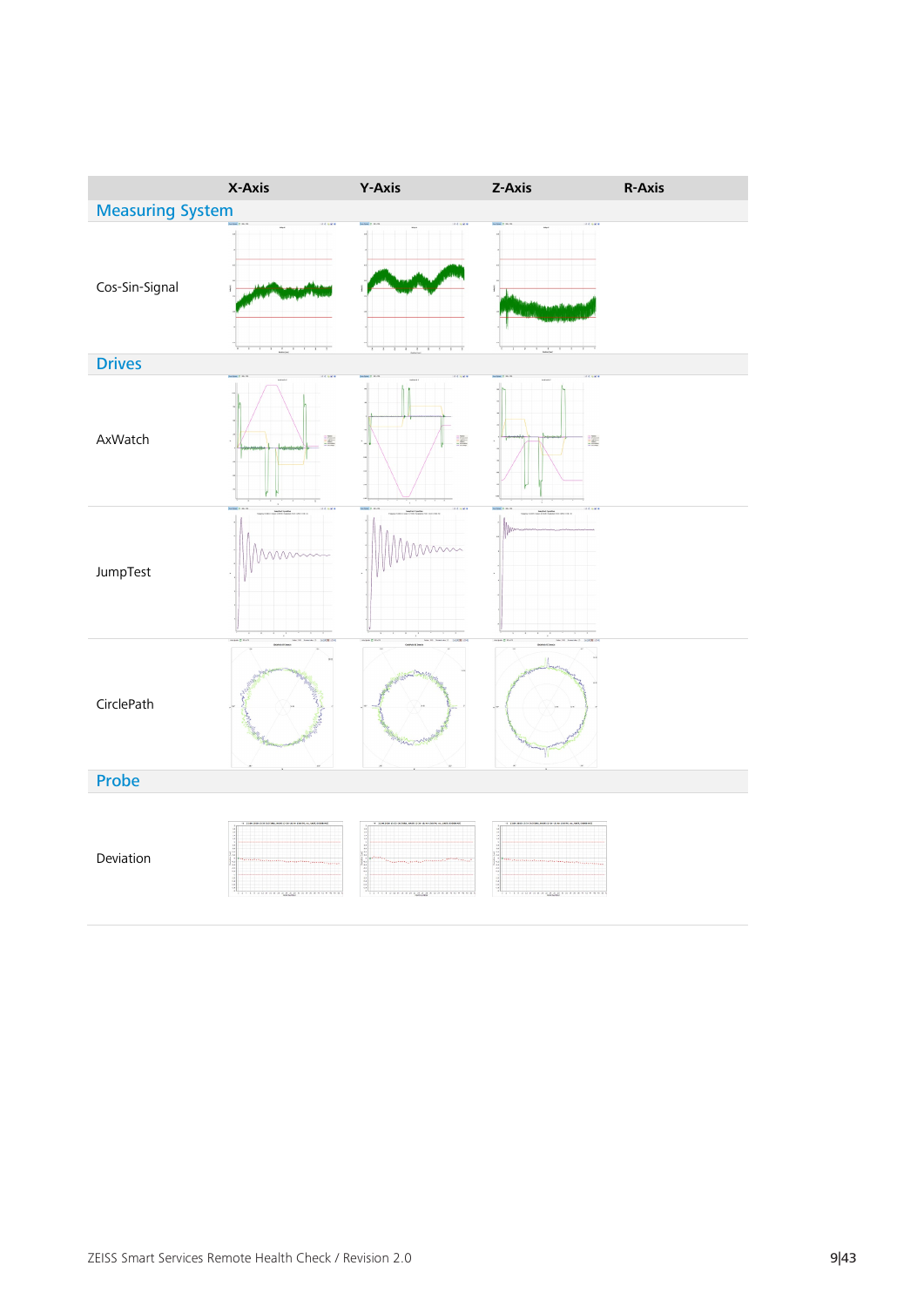| | X-Axis | Y-Axis | Z-Axis | R-Axis |
|---|---|---|---|---|
| **Measuring System** | | | | |
| Cos-Sin-Signal | | | | |
| **Drives** | | | | |
| AxWatch | | | | |
| JumpTest | | | | |
| CirclePath | | | | |
| **Probe** | | | | |
| Deviation | | | | |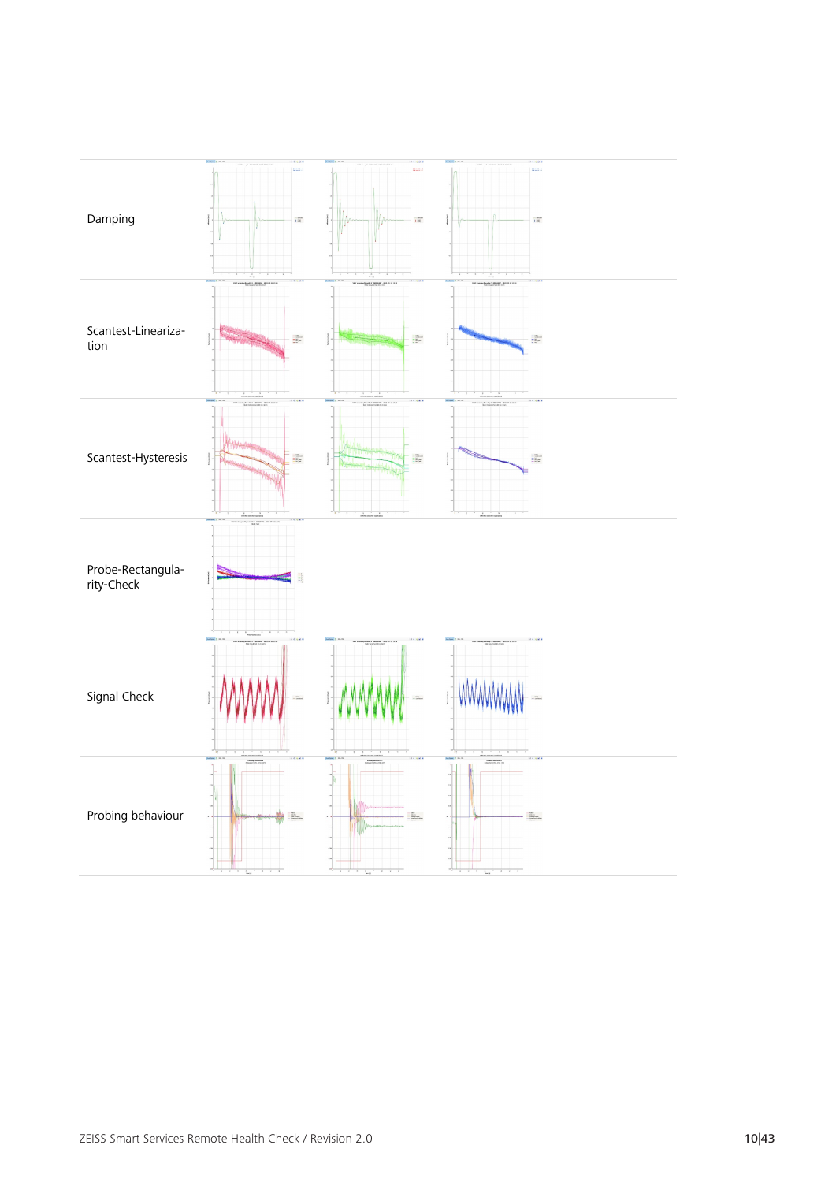| | | | |
|---|---|---|---|
| Damping | | | |
| Scantest-Linearization | | | |
| Scantest-Hysteresis | | | |
| Probe-Rectangularity-Check | | | |
| Signal Check | | | |
| Probing behaviour | | | |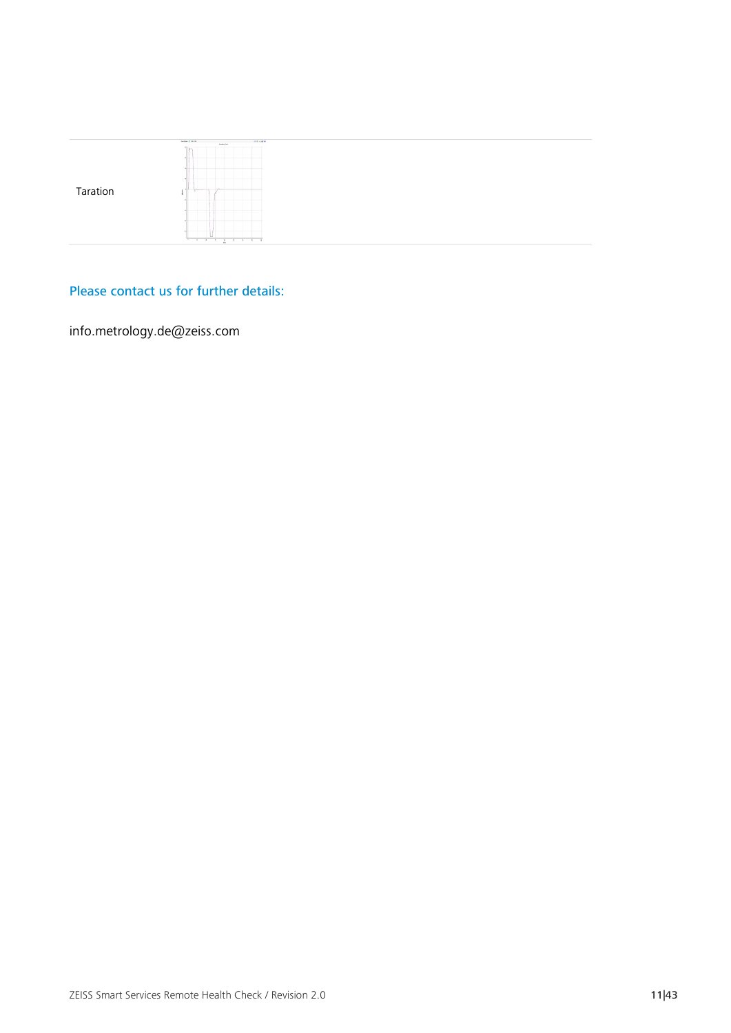| Taration | |
|---|---|

## Please contact us for further details:

info.metrology.de@zeiss.com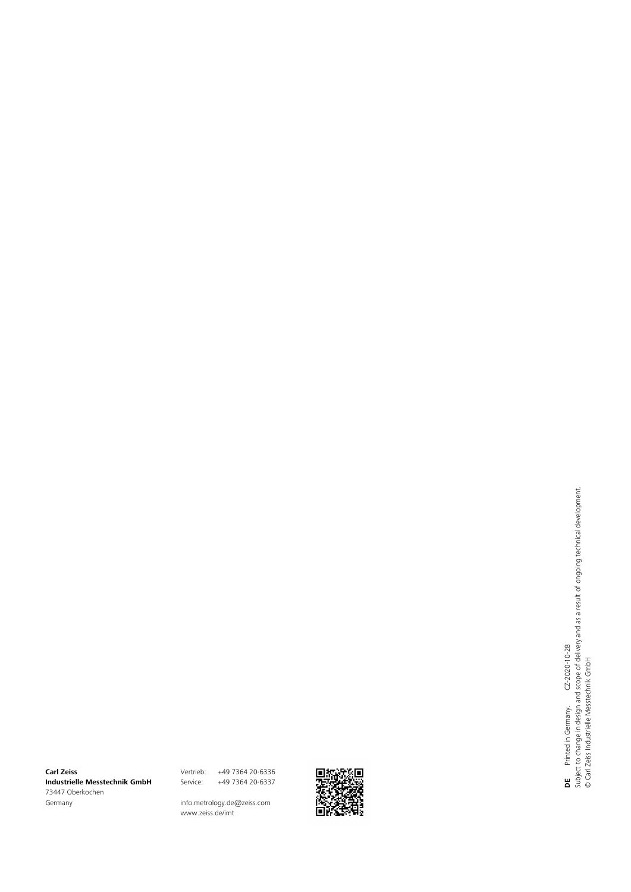**Carl Zeiss**
**Industrielle Messtechnik GmbH**
73447 Oberkochen
Germany

Vertrieb: +49 7364 20-6336
Service: +49 7364 20-6337

info.metrology.de@zeiss.com
www.zeiss.de/imt

**DE** Printed in Germany. CZ-2020-10-28
Subject to change in design and scope of delivery and as a result of ongoing technical development.
© Carl Zeiss Industrielle Messtechnik GmbH